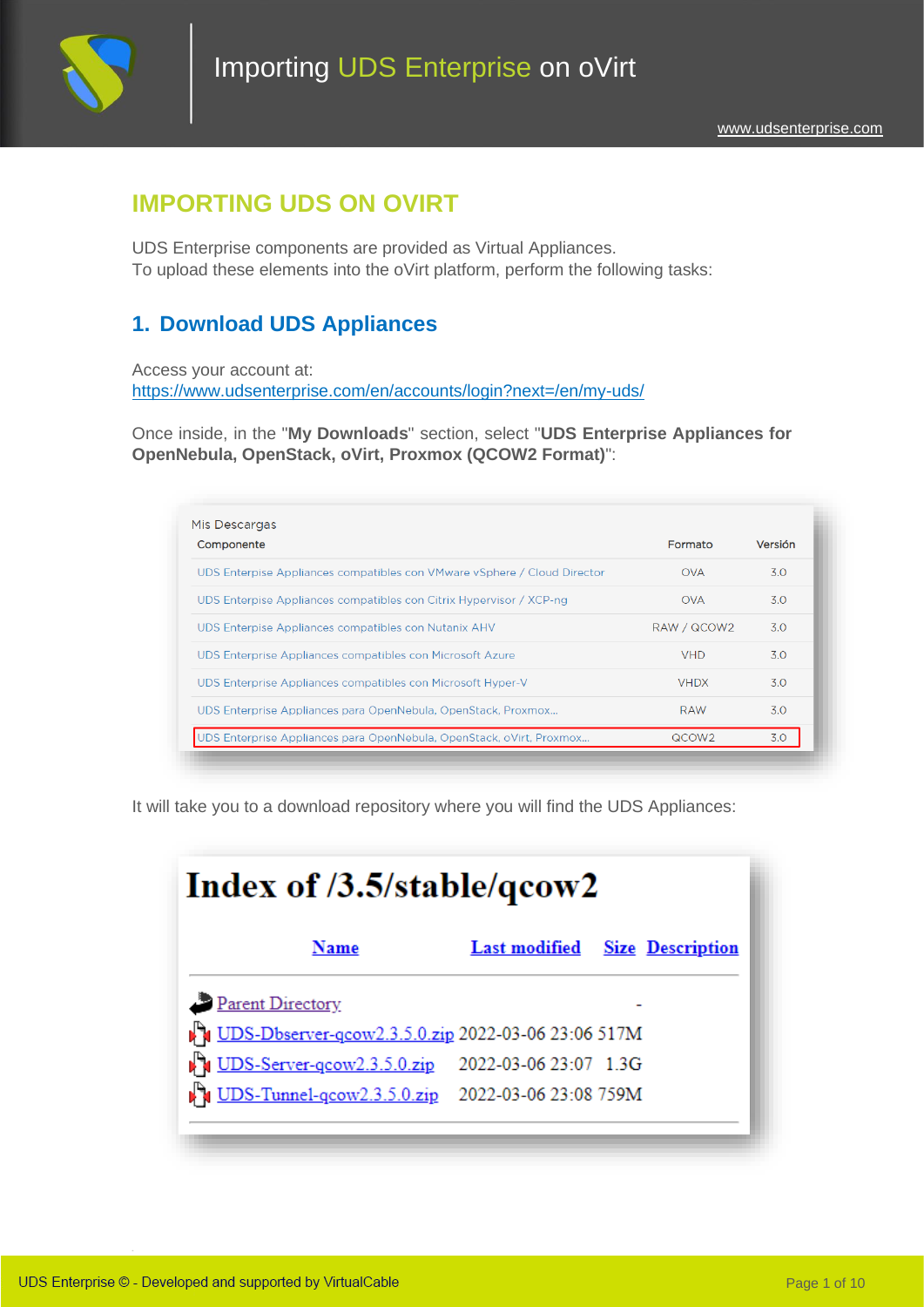# IMPORTING UDS ON OVIRT

UDS Enterprise components are provided as Virtual Appliances.
To upload these elements into the oVirt platform, perform the following tasks:

## 1. Download UDS Appliances

Access your account at:
https://www.udsenterprise.com/en/accounts/login?next=/en/my-uds/

Once inside, in the "**My Downloads**" section, select "**UDS Enterprise Appliances for OpenNebula, OpenStack, oVirt, Proxmox (QCOW2 Format)**":

Mis Descargas

| Componente | Formato | Versión |
|---|---|---|
| UDS Enterprise Appliances compatibles con VMware vSphere / Cloud Director | OVA | 3.0 |
| UDS Enterprise Appliances compatibles con Citrix Hypervisor / XCP-ng | OVA | 3.0 |
| UDS Enterprise Appliances compatibles con Nutanix AHV | RAW / QCOW2 | 3.0 |
| UDS Enterprise Appliances compatibles con Microsoft Azure | VHD | 3.0 |
| UDS Enterprise Appliances compatibles con Microsoft Hyper-V | VHDX | 3.0 |
| UDS Enterprise Appliances para OpenNebula, OpenStack, Proxmox... | RAW | 3.0 |
| UDS Enterprise Appliances para OpenNebula, OpenStack, oVirt, Proxmox... | QCOW2 | 3.0 |

It will take you to a download repository where you will find the UDS Appliances:

# Index of /3.5/stable/qcow2

| Name | Last modified | Size | Description |
|---|---|---|---|
| Parent Directory | | - | |
| UDS-Dbserver-qcow2.3.5.0.zip | 2022-03-06 23:06 | 517M | |
| UDS-Server-qcow2.3.5.0.zip | 2022-03-06 23:07 | 1.3G | |
| UDS-Tunnel-qcow2.3.5.0.zip | 2022-03-06 23:08 | 759M | |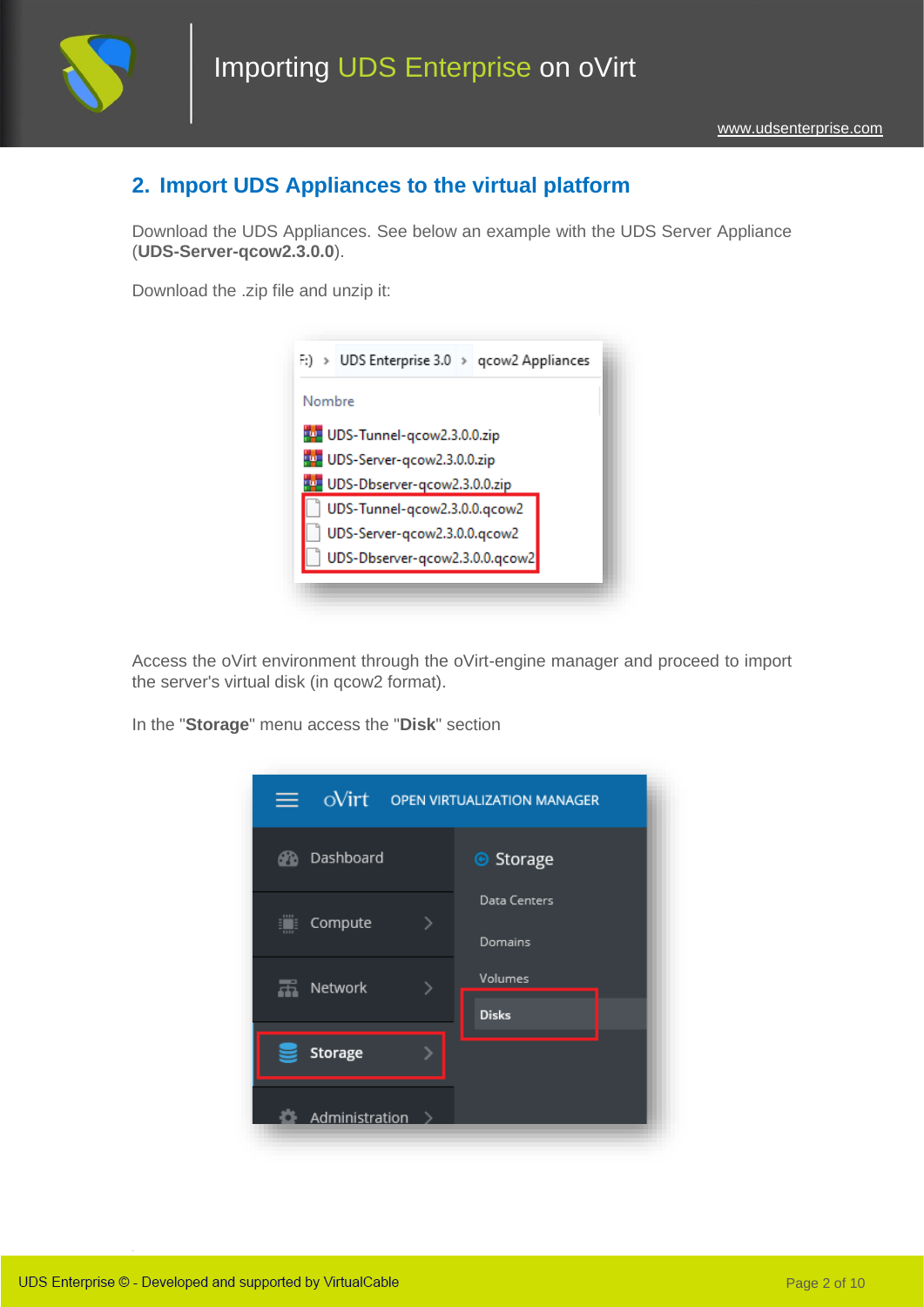## 2. Import UDS Appliances to the virtual platform

Download the UDS Appliances. See below an example with the UDS Server Appliance (**UDS-Server-qcow2.3.0.0**).

Download the .zip file and unzip it:

Access the oVirt environment through the oVirt-engine manager and proceed to import the server's virtual disk (in qcow2 format).

In the "**Storage**" menu access the "**Disk**" section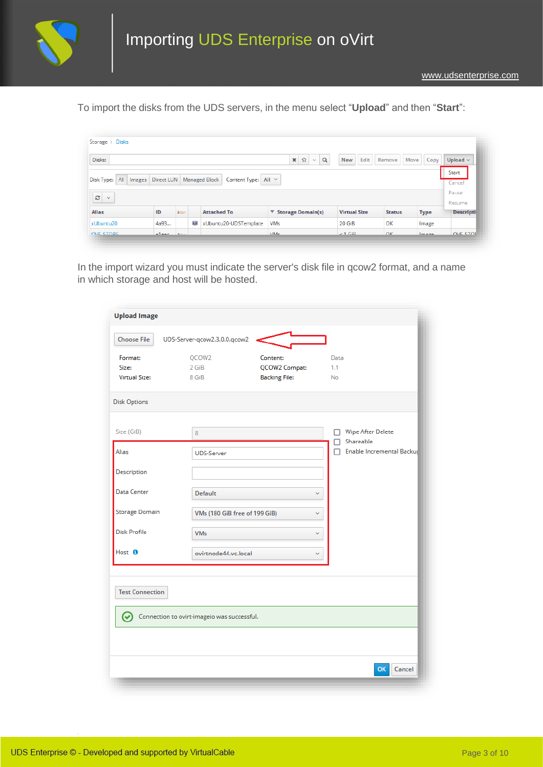To import the disks from the UDS servers, in the menu select "**Upload**" and then "**Start**":

In the import wizard you must indicate the server's disk file in qcow2 format, and a name in which storage and host will be hosted.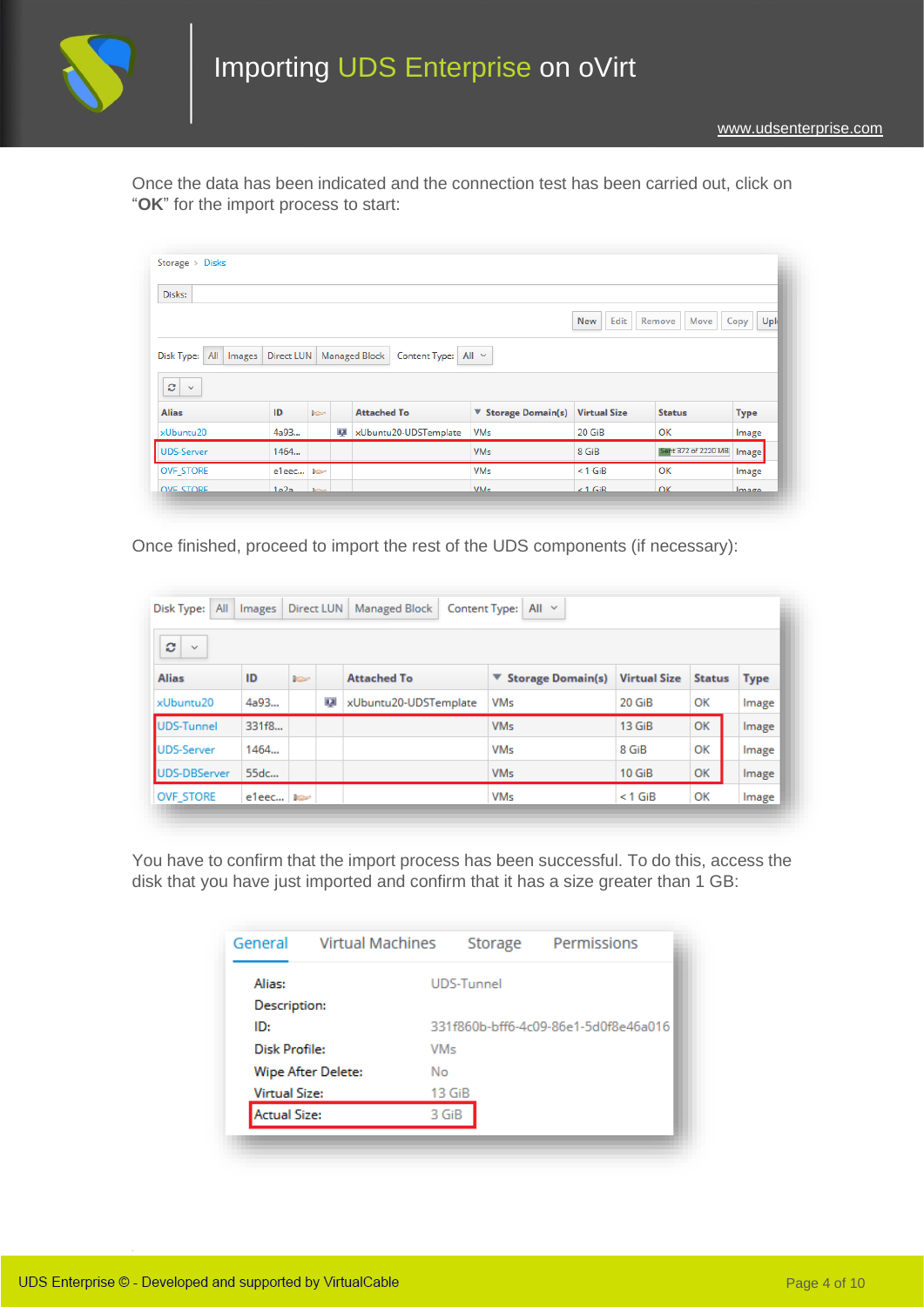Once the data has been indicated and the connection test has been carried out, click on "**OK**" for the import process to start:

Once finished, proceed to import the rest of the UDS components (if necessary):

You have to confirm that the import process has been successful. To do this, access the disk that you have just imported and confirm that it has a size greater than 1 GB: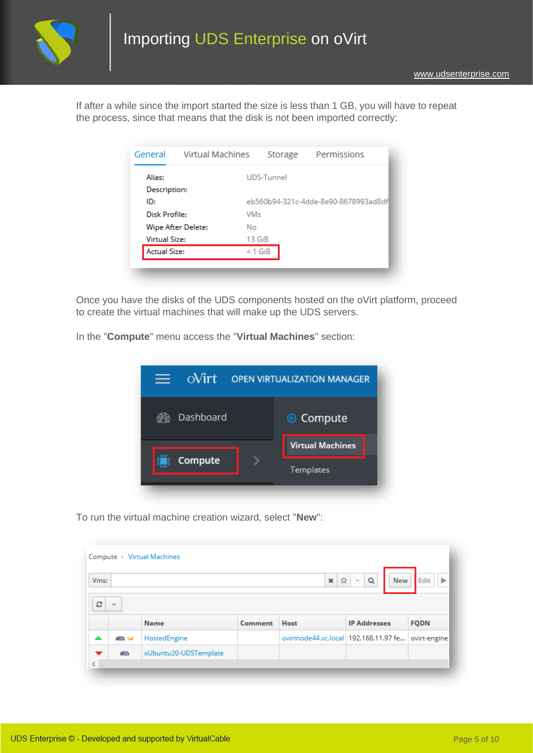If after a while since the import started the size is less than 1 GB, you will have to repeat the process, since that means that the disk is not been imported correctly:

Once you have the disks of the UDS components hosted on the oVirt platform, proceed to create the virtual machines that will make up the UDS servers.

In the "**Compute**" menu access the "**Virtual Machines**" section:

To run the virtual machine creation wizard, select "**New**":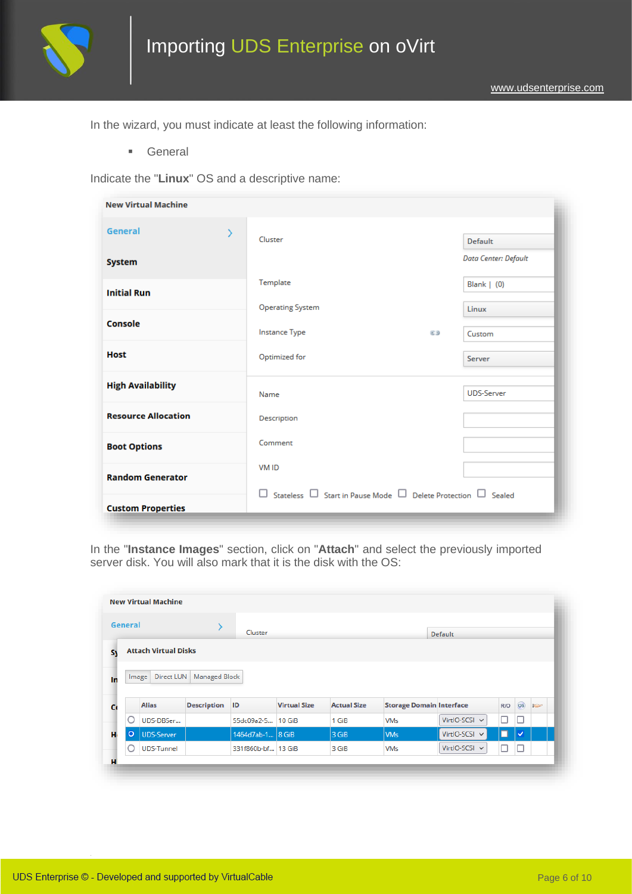In the wizard, you must indicate at least the following information:

- General

Indicate the "**Linux**" OS and a descriptive name:

In the "**Instance Images**" section, click on "**Attach**" and select the previously imported server disk. You will also mark that it is the disk with the OS: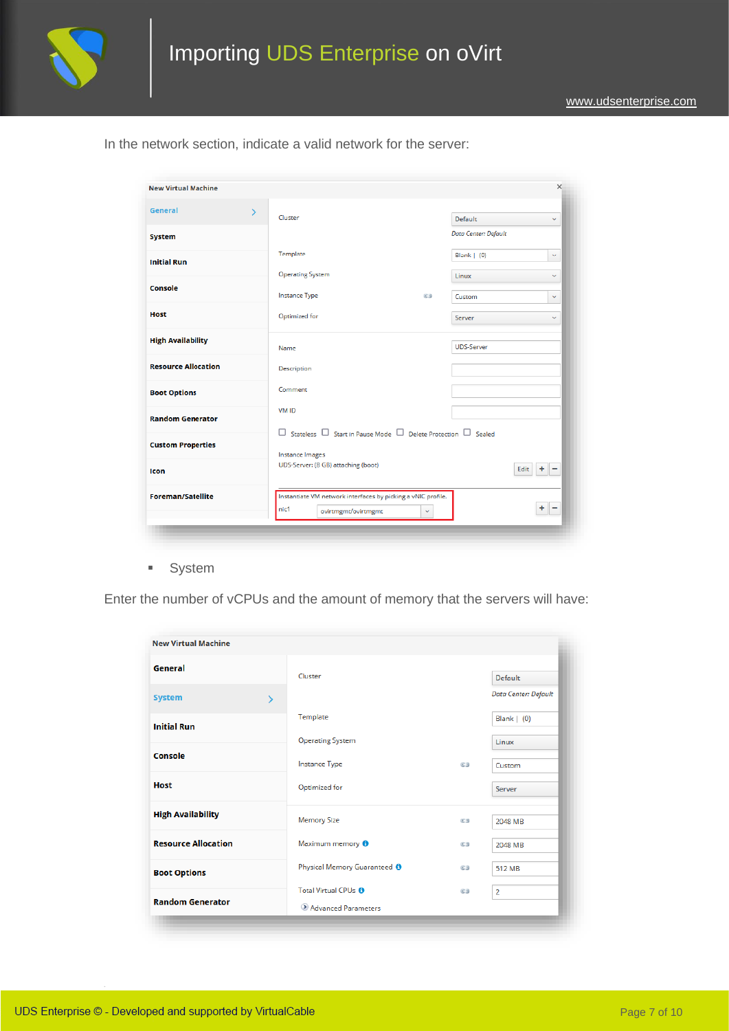In the network section, indicate a valid network for the server:

- System

Enter the number of vCPUs and the amount of memory that the servers will have: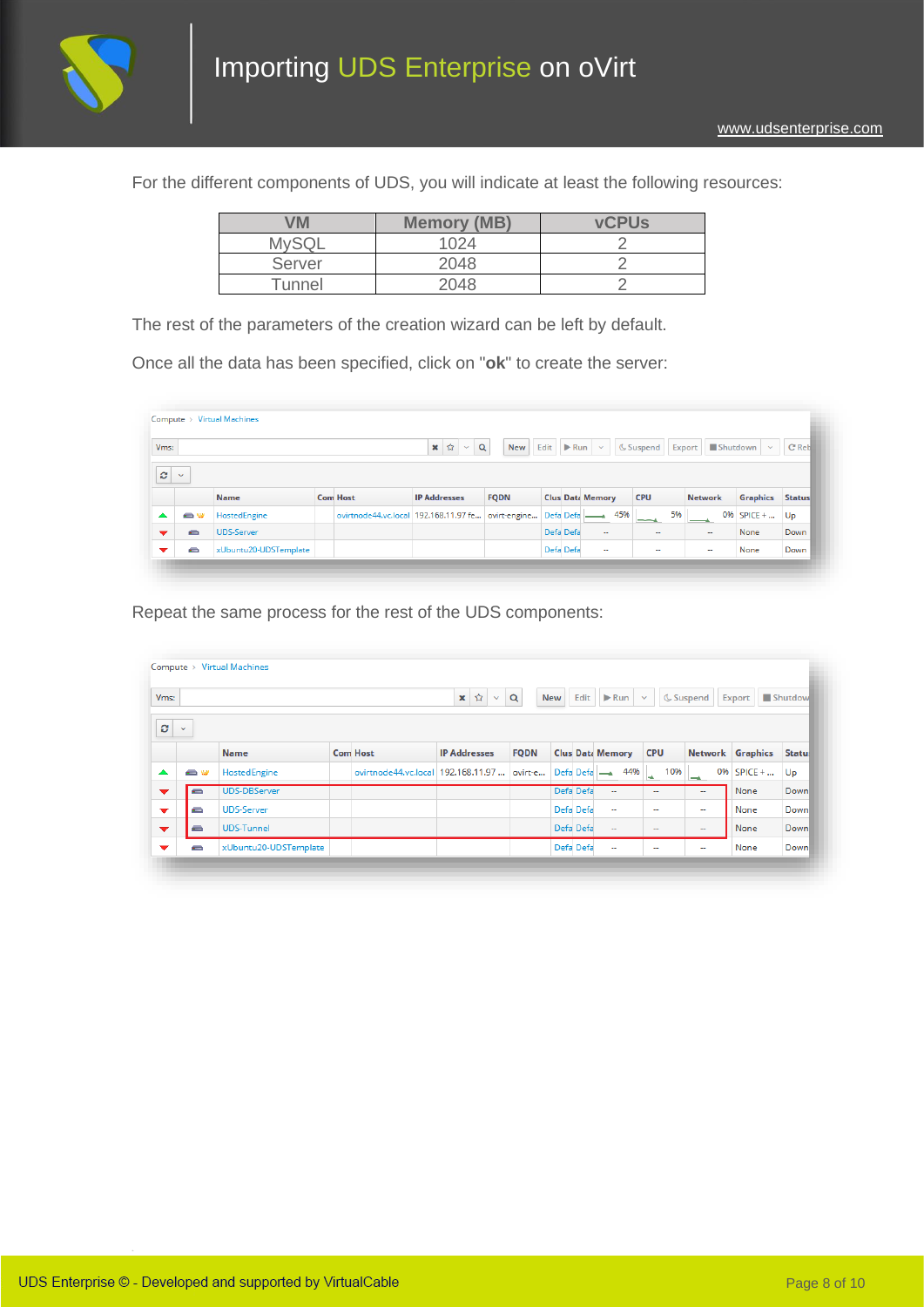For the different components of UDS, you will indicate at least the following resources:

| VM | Memory (MB) | vCPUs |
|---|---|---|
| MySQL | 1024 | 2 |
| Server | 2048 | 2 |
| Tunnel | 2048 | 2 |

The rest of the parameters of the creation wizard can be left by default.

Once all the data has been specified, click on "**ok**" to create the server:

Repeat the same process for the rest of the UDS components: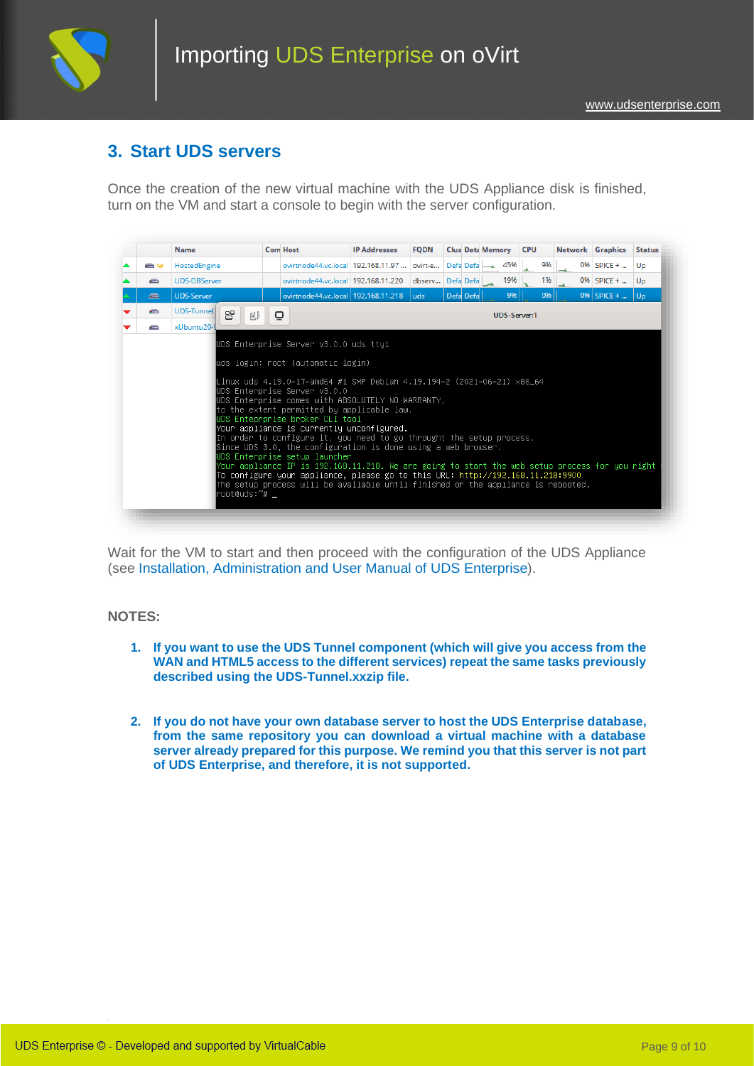## 3. Start UDS servers

Once the creation of the new virtual machine with the UDS Appliance disk is finished, turn on the VM and start a console to begin with the server configuration.

Wait for the VM to start and then proceed with the configuration of the UDS Appliance (see Installation, Administration and User Manual of UDS Enterprise).

**NOTES:**

1. **If you want to use the UDS Tunnel component (which will give you access from the WAN and HTML5 access to the different services) repeat the same tasks previously described using the UDS-Tunnel.xxzip file.**

2. **If you do not have your own database server to host the UDS Enterprise database, from the same repository you can download a virtual machine with a database server already prepared for this purpose. We remind you that this server is not part of UDS Enterprise, and therefore, it is not supported.**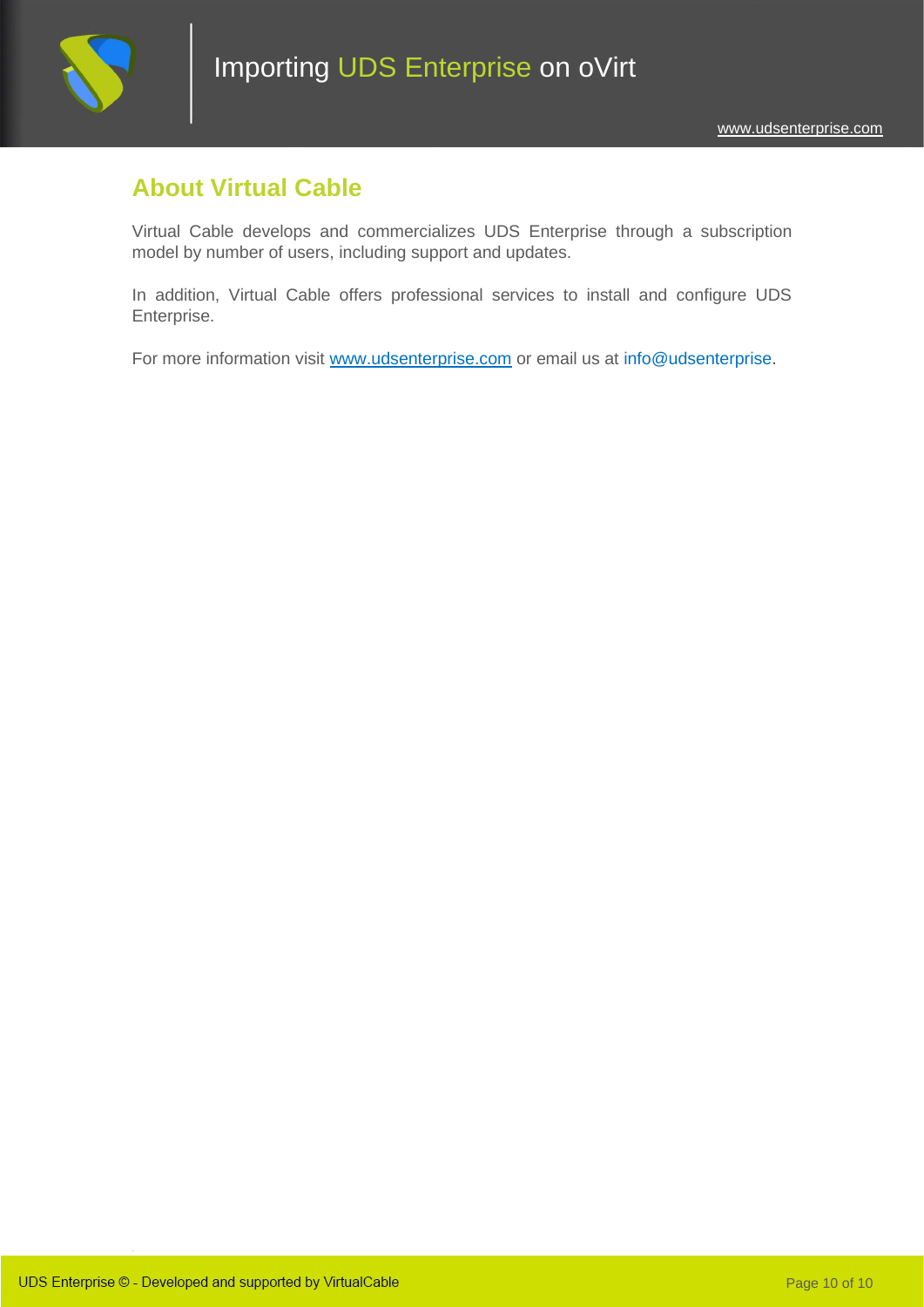## About Virtual Cable

Virtual Cable develops and commercializes UDS Enterprise through a subscription model by number of users, including support and updates.

In addition, Virtual Cable offers professional services to install and configure UDS Enterprise.

For more information visit www.udsenterprise.com or email us at info@udsenterprise.